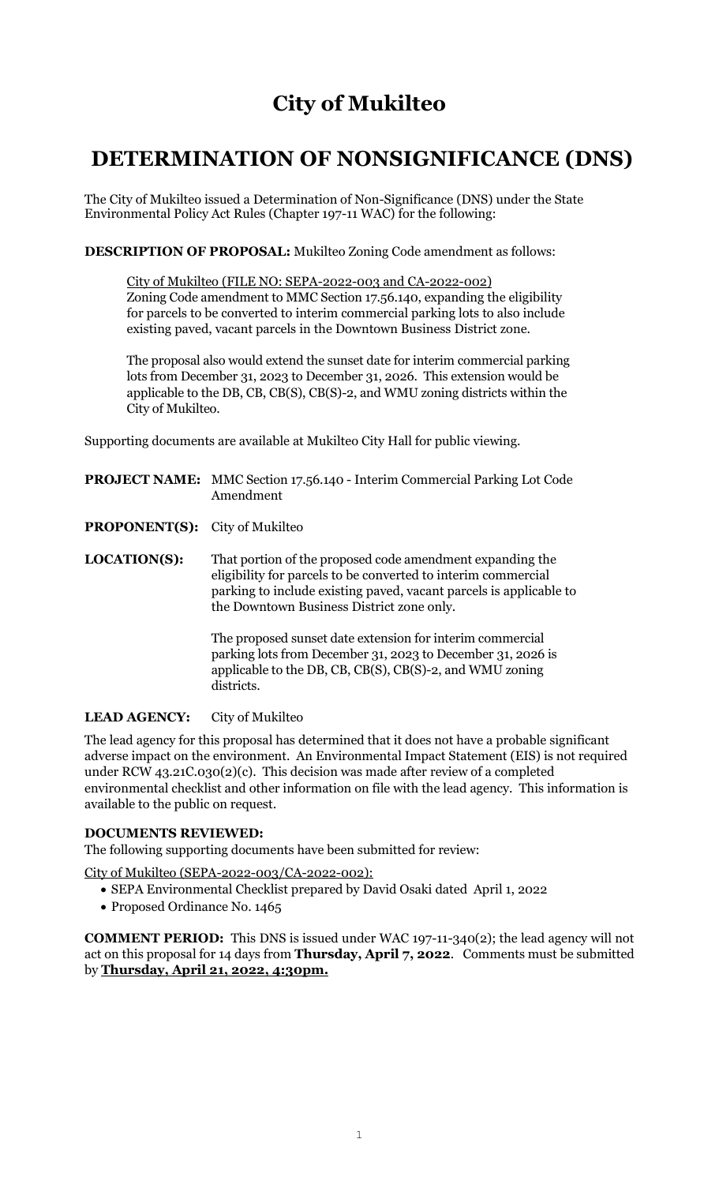# City of Mukilteo

# DETERMINATION OF NONSIGNIFICANCE (DNS)

The City of Mukilteo issued a Determination of Non-Significance (DNS) under the State Environmental Policy Act Rules (Chapter 197-11 WAC) for the following:

**DESCRIPTION OF PROPOSAL:** Mukilteo Zoning Code amendment as follows:

> <u>City of Mukilteo (FILE NO: SEPA-2022-003 and CA-2022-002)</u>
> Zoning Code amendment to MMC Section 17.56.140, expanding the eligibility for parcels to be converted to interim commercial parking lots to also include existing paved, vacant parcels in the Downtown Business District zone.
>
> The proposal also would extend the sunset date for interim commercial parking lots from December 31, 2023 to December 31, 2026. This extension would be applicable to the DB, CB, CB(S), CB(S)-2, and WMU zoning districts within the City of Mukilteo.

Supporting documents are available at Mukilteo City Hall for public viewing.

**PROJECT NAME:** MMC Section 17.56.140 - Interim Commercial Parking Lot Code Amendment

**PROPONENT(S):** City of Mukilteo

**LOCATION(S):** That portion of the proposed code amendment expanding the eligibility for parcels to be converted to interim commercial parking to include existing paved, vacant parcels is applicable to the Downtown Business District zone only.

The proposed sunset date extension for interim commercial parking lots from December 31, 2023 to December 31, 2026 is applicable to the DB, CB, CB(S), CB(S)-2, and WMU zoning districts.

**LEAD AGENCY:** City of Mukilteo

The lead agency for this proposal has determined that it does not have a probable significant adverse impact on the environment. An Environmental Impact Statement (EIS) is not required under RCW 43.21C.030(2)(c). This decision was made after review of a completed environmental checklist and other information on file with the lead agency. This information is available to the public on request.

**DOCUMENTS REVIEWED:**
The following supporting documents have been submitted for review:

<u>City of Mukilteo (SEPA-2022-003/CA-2022-002):</u>

- SEPA Environmental Checklist prepared by David Osaki dated April 1, 2022
- Proposed Ordinance No. 1465

**COMMENT PERIOD:** This DNS is issued under WAC 197-11-340(2); the lead agency will not act on this proposal for 14 days from **Thursday, April 7, 2022**. Comments must be submitted by **<u>Thursday, April 21, 2022, 4:30pm.</u>**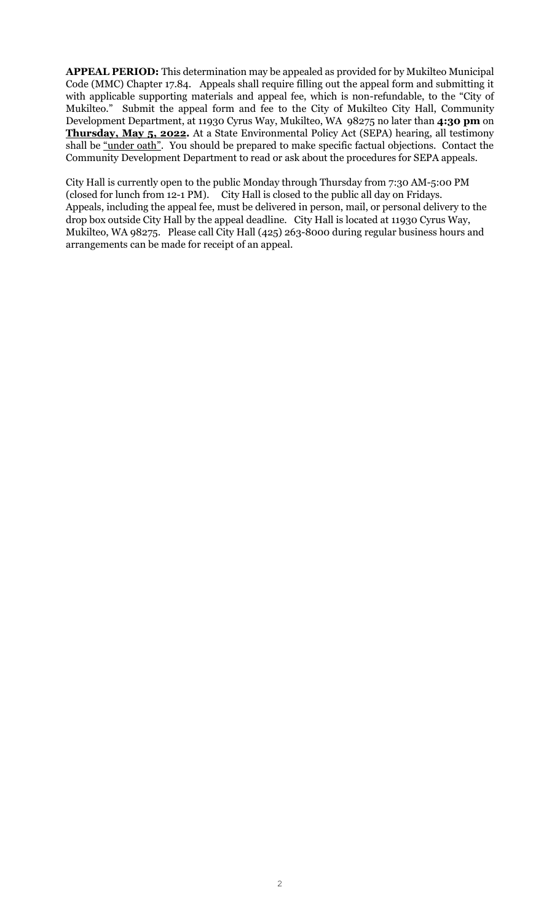**APPEAL PERIOD:** This determination may be appealed as provided for by Mukilteo Municipal Code (MMC) Chapter 17.84. Appeals shall require filling out the appeal form and submitting it with applicable supporting materials and appeal fee, which is non-refundable, to the "City of Mukilteo." Submit the appeal form and fee to the City of Mukilteo City Hall, Community Development Department, at 11930 Cyrus Way, Mukilteo, WA 98275 no later than **4:30 pm** on **Thursday, May 5, 2022.** At a State Environmental Policy Act (SEPA) hearing, all testimony shall be "under oath". You should be prepared to make specific factual objections. Contact the Community Development Department to read or ask about the procedures for SEPA appeals.

City Hall is currently open to the public Monday through Thursday from 7:30 AM-5:00 PM (closed for lunch from 12-1 PM). City Hall is closed to the public all day on Fridays. Appeals, including the appeal fee, must be delivered in person, mail, or personal delivery to the drop box outside City Hall by the appeal deadline. City Hall is located at 11930 Cyrus Way, Mukilteo, WA 98275. Please call City Hall (425) 263-8000 during regular business hours and arrangements can be made for receipt of an appeal.